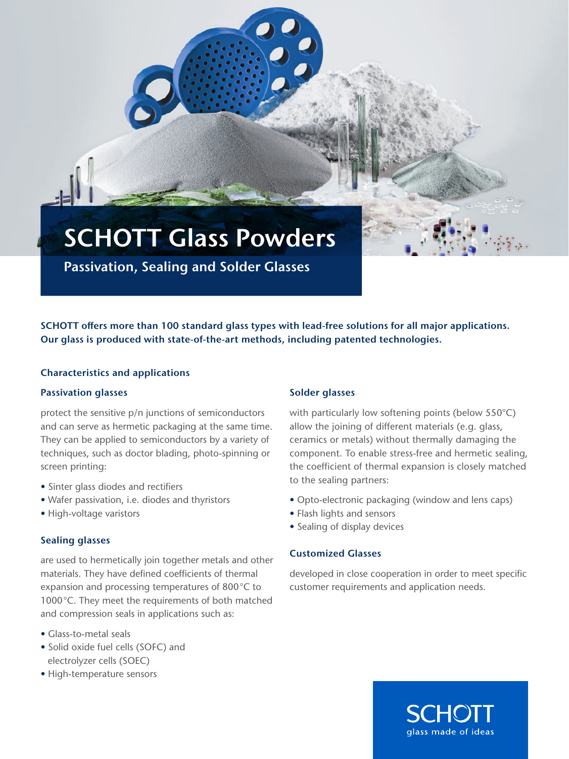# SCHOTT Glass Powders

## Passivation, Sealing and Solder Glasses

**SCHOTT offers more than 100 standard glass types with lead-free solutions for all major applications. Our glass is produced with state-of-the-art methods, including patented technologies.**

### Characteristics and applications

#### Passivation glasses

protect the sensitive p/n junctions of semiconductors and can serve as hermetic packaging at the same time. They can be applied to semiconductors by a variety of techniques, such as doctor blading, photo-spinning or screen printing:

- Sinter glass diodes and rectifiers
- Wafer passivation, i.e. diodes and thyristors
- High-voltage varistors

#### Sealing glasses

are used to hermetically join together metals and other materials. They have defined coefficients of thermal expansion and processing temperatures of 800 °C to 1000 °C. They meet the requirements of both matched and compression seals in applications such as:

- Glass-to-metal seals
- Solid oxide fuel cells (SOFC) and electrolyzer cells (SOEC)
- High-temperature sensors

#### Solder glasses

with particularly low softening points (below 550°C) allow the joining of different materials (e.g. glass, ceramics or metals) without thermally damaging the component. To enable stress-free and hermetic sealing, the coefficient of thermal expansion is closely matched to the sealing partners:

- Opto-electronic packaging (window and lens caps)
- Flash lights and sensors
- Sealing of display devices

#### Customized Glasses

developed in close cooperation in order to meet specific customer requirements and application needs.

SCHOTT
glass made of ideas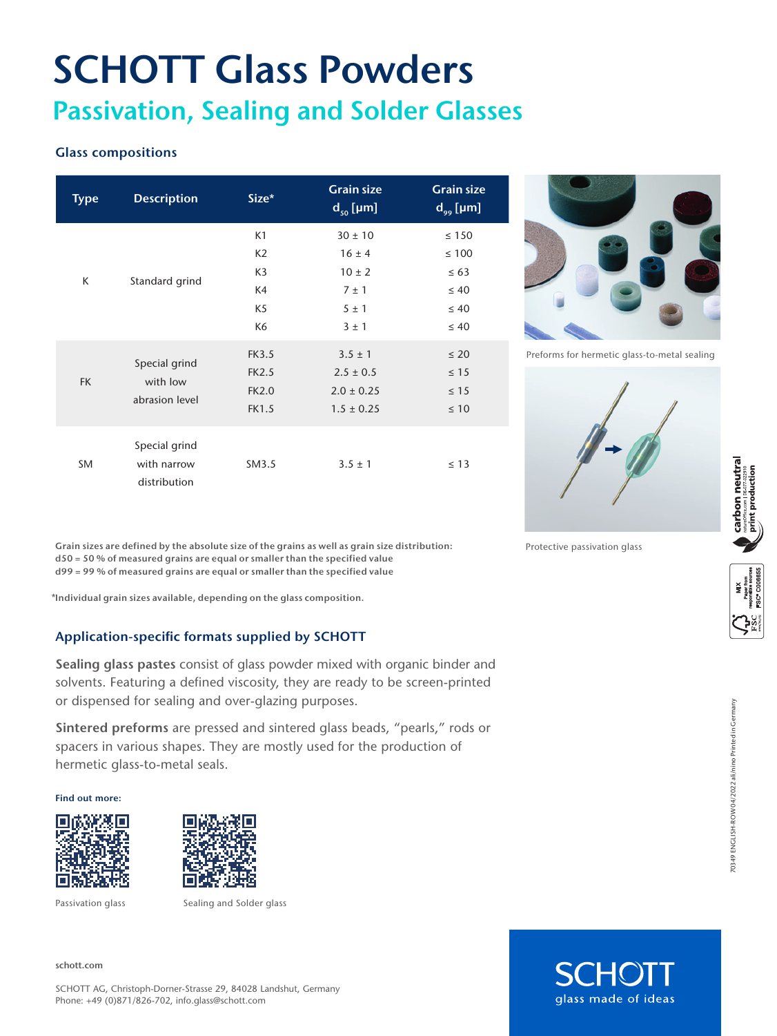# SCHOTT Glass Powders

## Passivation, Sealing and Solder Glasses

### Glass compositions

| Type | Description | Size* | Grain size $d_{50}$ [µm] | Grain size $d_{99}$ [µm] |
|---|---|---|---|---|
| K | Standard grind | K1 | 30 ± 10 | ≤ 150 |
| | | K2 | 16 ± 4 | ≤ 100 |
| | | K3 | 10 ± 2 | ≤ 63 |
| | | K4 | 7 ± 1 | ≤ 40 |
| | | K5 | 5 ± 1 | ≤ 40 |
| | | K6 | 3 ± 1 | ≤ 40 |
| FK | Special grind with low abrasion level | FK3.5 | 3.5 ± 1 | ≤ 20 |
| | | FK2.5 | 2.5 ± 0.5 | ≤ 15 |
| | | FK2.0 | 2.0 ± 0.25 | ≤ 15 |
| | | FK1.5 | 1.5 ± 0.25 | ≤ 10 |
| SM | Special grind with narrow distribution | SM3.5 | 3.5 ± 1 | ≤ 13 |

Preforms for hermetic glass-to-metal sealing

Protective passivation glass

**Grain sizes are defined by the absolute size of the grains as well as grain size distribution:**
**d50 = 50 % of measured grains are equal or smaller than the specified value**
**d99 = 99 % of measured grains are equal or smaller than the specified value**

**\*Individual grain sizes available, depending on the glass composition.**

### Application-specific formats supplied by SCHOTT

**Sealing glass pastes** consist of glass powder mixed with organic binder and solvents. Featuring a defined viscosity, they are ready to be screen-printed or dispensed for sealing and over-glazing purposes.

**Sintered preforms** are pressed and sintered glass beads, "pearls," rods or spacers in various shapes. They are mostly used for the production of hermetic glass-to-metal seals.

**Find out more:**

Passivation glass

Sealing and Solder glass

**schott.com**

SCHOTT AG, Christoph-Dorner-Strasse 29, 84028 Landshut, Germany
Phone: +49 (0)871/826-702, info.glass@schott.com

SCHOTT
glass made of ideas

70349 ENGLISH-ROW04/2022 ali/nino Printed in Germany